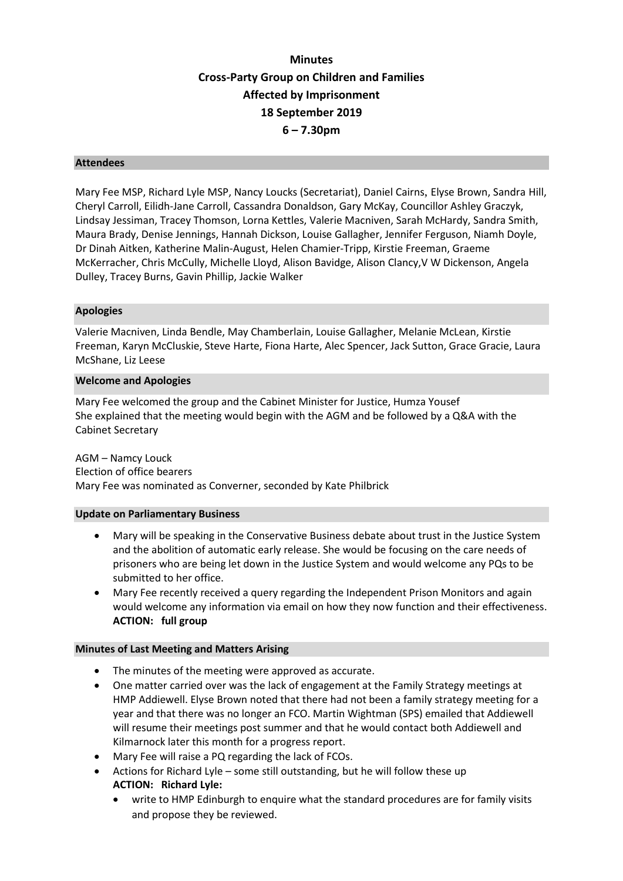# Minutes
# Cross-Party Group on Children and Families Affected by Imprisonment
# 18 September 2019
# 6 – 7.30pm

## Attendees

Mary Fee MSP, Richard Lyle MSP, Nancy Loucks (Secretariat), Daniel Cairns, Elyse Brown, Sandra Hill, Cheryl Carroll, Eilidh-Jane Carroll, Cassandra Donaldson, Gary McKay, Councillor Ashley Graczyk, Lindsay Jessiman, Tracey Thomson, Lorna Kettles, Valerie Macniven, Sarah McHardy, Sandra Smith, Maura Brady, Denise Jennings, Hannah Dickson, Louise Gallagher, Jennifer Ferguson, Niamh Doyle, Dr Dinah Aitken, Katherine Malin-August, Helen Chamier-Tripp, Kirstie Freeman, Graeme McKerracher, Chris McCully, Michelle Lloyd, Alison Bavidge, Alison Clancy,V W Dickenson, Angela Dulley, Tracey Burns, Gavin Phillip, Jackie Walker

## Apologies

Valerie Macniven, Linda Bendle, May Chamberlain, Louise Gallagher, Melanie McLean, Kirstie Freeman, Karyn McCluskie, Steve Harte, Fiona Harte, Alec Spencer, Jack Sutton, Grace Gracie, Laura McShane, Liz Leese

## Welcome and Apologies

Mary Fee welcomed the group and the Cabinet Minister for Justice, Humza Yousef
She explained that the meeting would begin with the AGM and be followed by a Q&A with the Cabinet Secretary

AGM – Namcy Louck
Election of office bearers
Mary Fee was nominated as Converner, seconded by Kate Philbrick

## Update on Parliamentary Business

- Mary will be speaking in the Conservative Business debate about trust in the Justice System and the abolition of automatic early release. She would be focusing on the care needs of prisoners who are being let down in the Justice System and would welcome any PQs to be submitted to her office.
- Mary Fee recently received a query regarding the Independent Prison Monitors and again would welcome any information via email on how they now function and their effectiveness. **ACTION: full group**

## Minutes of Last Meeting and Matters Arising

- The minutes of the meeting were approved as accurate.
- One matter carried over was the lack of engagement at the Family Strategy meetings at HMP Addiewell. Elyse Brown noted that there had not been a family strategy meeting for a year and that there was no longer an FCO. Martin Wightman (SPS) emailed that Addiewell will resume their meetings post summer and that he would contact both Addiewell and Kilmarnock later this month for a progress report.
- Mary Fee will raise a PQ regarding the lack of FCOs.
- Actions for Richard Lyle – some still outstanding, but he will follow these up
  **ACTION: Richard Lyle:**
  - write to HMP Edinburgh to enquire what the standard procedures are for family visits and propose they be reviewed.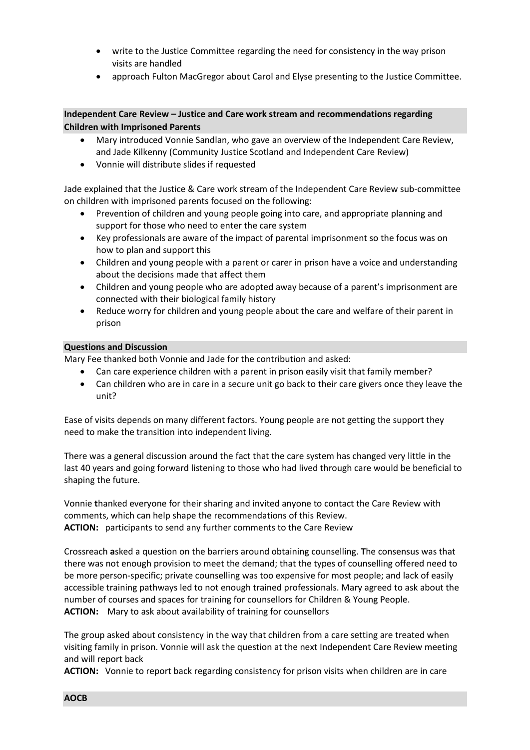- write to the Justice Committee regarding the need for consistency in the way prison visits are handled
- approach Fulton MacGregor about Carol and Elyse presenting to the Justice Committee.

**Independent Care Review – Justice and Care work stream and recommendations regarding Children with Imprisoned Parents**

- Mary introduced Vonnie Sandlan, who gave an overview of the Independent Care Review, and Jade Kilkenny (Community Justice Scotland and Independent Care Review)
- Vonnie will distribute slides if requested

Jade explained that the Justice & Care work stream of the Independent Care Review sub-committee on children with imprisoned parents focused on the following:

- Prevention of children and young people going into care, and appropriate planning and support for those who need to enter the care system
- Key professionals are aware of the impact of parental imprisonment so the focus was on how to plan and support this
- Children and young people with a parent or carer in prison have a voice and understanding about the decisions made that affect them
- Children and young people who are adopted away because of a parent's imprisonment are connected with their biological family history
- Reduce worry for children and young people about the care and welfare of their parent in prison

**Questions and Discussion**

Mary Fee thanked both Vonnie and Jade for the contribution and asked:

- Can care experience children with a parent in prison easily visit that family member?
- Can children who are in care in a secure unit go back to their care givers once they leave the unit?

Ease of visits depends on many different factors. Young people are not getting the support they need to make the transition into independent living.

There was a general discussion around the fact that the care system has changed very little in the last 40 years and going forward listening to those who had lived through care would be beneficial to shaping the future.

Vonnie **t**hanked everyone for their sharing and invited anyone to contact the Care Review with comments, which can help shape the recommendations of this Review.
**ACTION:** participants to send any further comments to the Care Review

Crossreach **a**sked a question on the barriers around obtaining counselling. **T**he consensus was that there was not enough provision to meet the demand; that the types of counselling offered need to be more person-specific; private counselling was too expensive for most people; and lack of easily accessible training pathways led to not enough trained professionals. Mary agreed to ask about the number of courses and spaces for training for counsellors for Children & Young People.
**ACTION:** Mary to ask about availability of training for counsellors

The group asked about consistency in the way that children from a care setting are treated when visiting family in prison. Vonnie will ask the question at the next Independent Care Review meeting and will report back
**ACTION:** Vonnie to report back regarding consistency for prison visits when children are in care

**AOCB**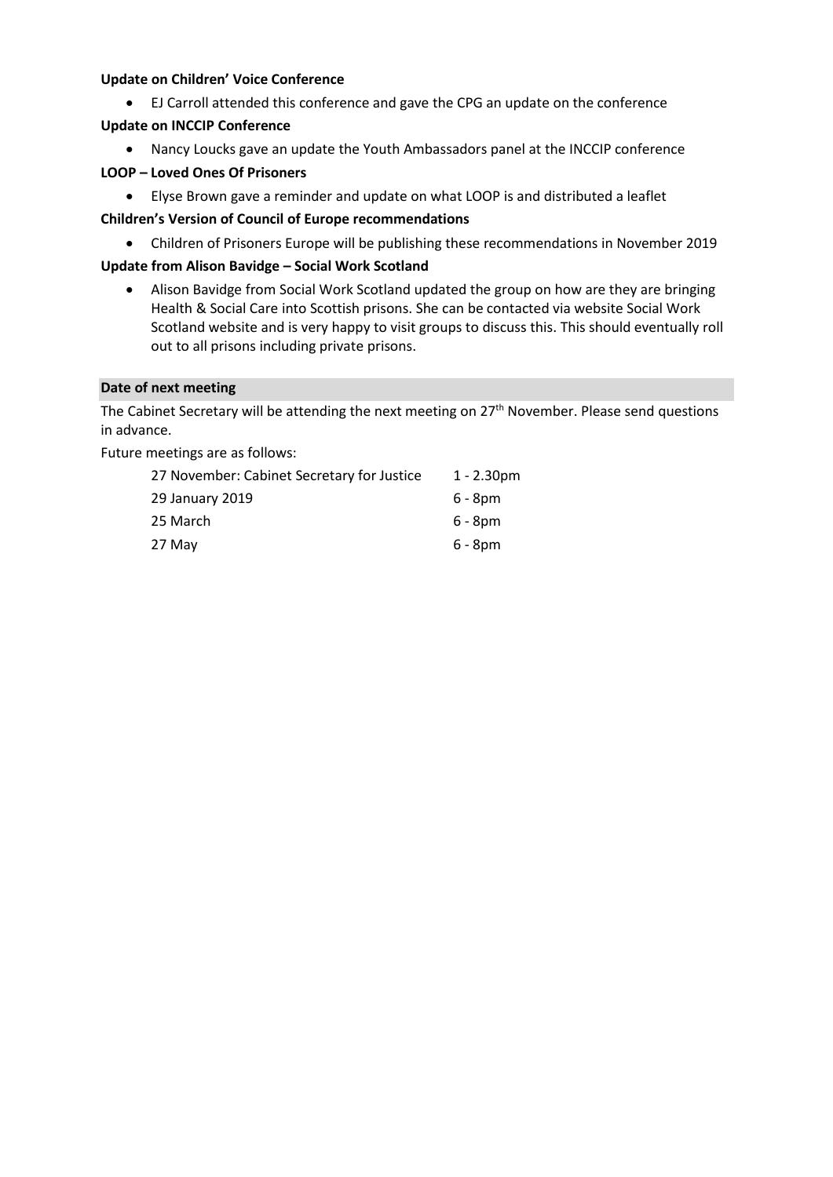**Update on Children' Voice Conference**

- EJ Carroll attended this conference and gave the CPG an update on the conference

**Update on INCCIP Conference**

- Nancy Loucks gave an update the Youth Ambassadors panel at the INCCIP conference

**LOOP – Loved Ones Of Prisoners**

- Elyse Brown gave a reminder and update on what LOOP is and distributed a leaflet

**Children's Version of Council of Europe recommendations**

- Children of Prisoners Europe will be publishing these recommendations in November 2019

**Update from Alison Bavidge – Social Work Scotland**

- Alison Bavidge from Social Work Scotland updated the group on how are they are bringing Health & Social Care into Scottish prisons. She can be contacted via website Social Work Scotland website and is very happy to visit groups to discuss this. This should eventually roll out to all prisons including private prisons.

## Date of next meeting

The Cabinet Secretary will be attending the next meeting on 27th November. Please send questions in advance.

Future meetings are as follows:

| | |
|---|---|
| 27 November: Cabinet Secretary for Justice | 1 - 2.30pm |
| 29 January 2019 | 6 - 8pm |
| 25 March | 6 - 8pm |
| 27 May | 6 - 8pm |